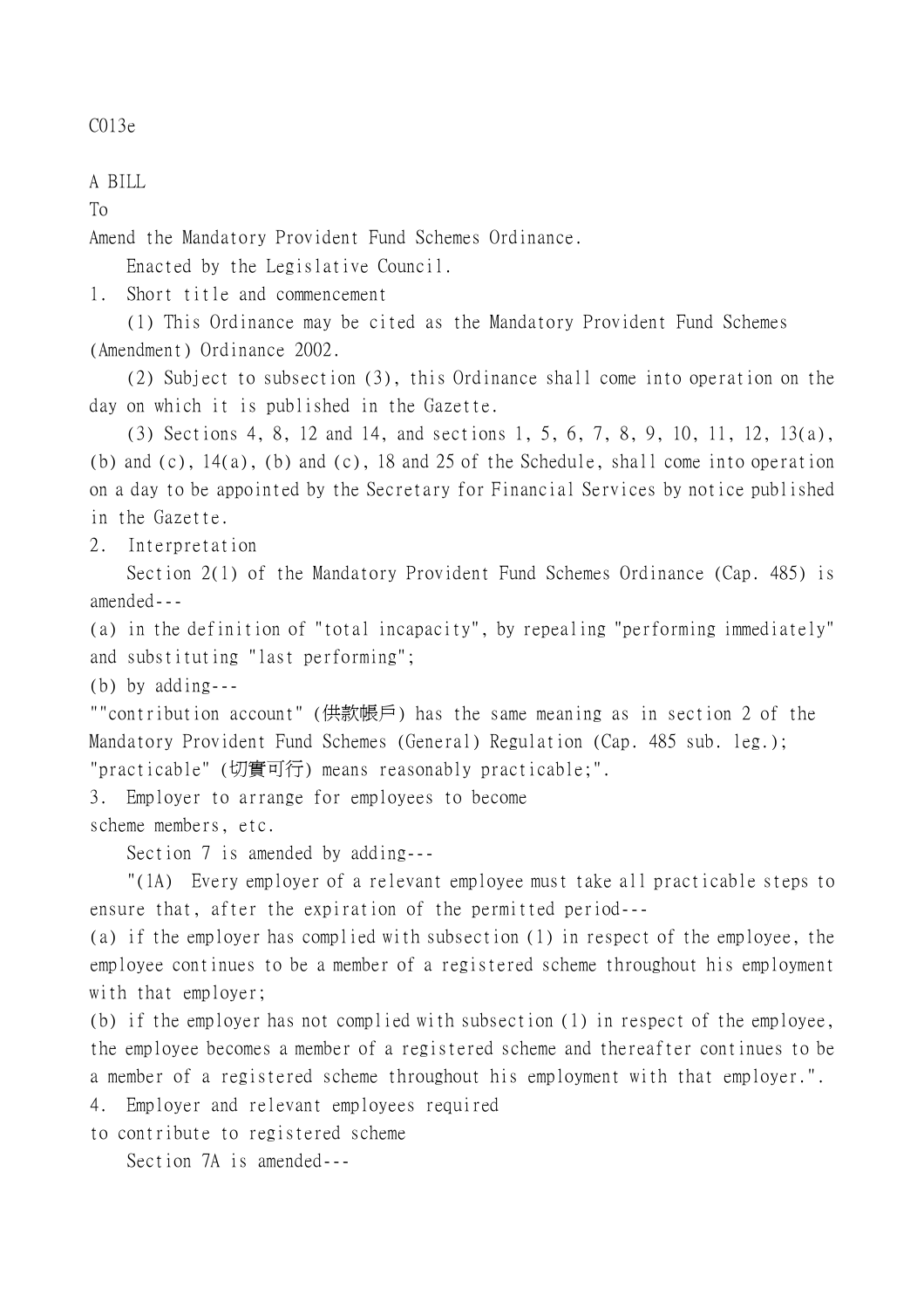C013e

A BILL

To

Amend the Mandatory Provident Fund Schemes Ordinance.

Enacted by the Legislative Council.

1. Short title and commencement

(1) This Ordinance may be cited as the Mandatory Provident Fund Schemes (Amendment) Ordinance 2002.

(2) Subject to subsection (3), this Ordinance shall come into operation on the day on which it is published in the Gazette.

(3) Sections 4, 8, 12 and 14, and sections 1, 5, 6, 7, 8, 9, 10, 11, 12, 13(a), (b) and (c), 14(a), (b) and (c), 18 and 25 of the Schedule, shall come into operation on a day to be appointed by the Secretary for Financial Services by notice published in the Gazette.

2. Interpretation

Section 2(1) of the Mandatory Provident Fund Schemes Ordinance (Cap. 485) is amended---

(a) in the definition of "total incapacity", by repealing "performing immediately" and substituting "last performing";

(b) by adding---

""contribution account" (供款帳戶) has the same meaning as in section 2 of the Mandatory Provident Fund Schemes (General) Regulation (Cap. 485 sub. leg.);

"practicable" (切實可行) means reasonably practicable;".

3. Employer to arrange for employees to become scheme members, etc.

Section 7 is amended by adding---

"(1A) Every employer of a relevant employee must take all practicable steps to ensure that, after the expiration of the permitted period---

(a) if the employer has complied with subsection (1) in respect of the employee, the employee continues to be a member of a registered scheme throughout his employment with that employer;

(b) if the employer has not complied with subsection (1) in respect of the employee, the employee becomes a member of a registered scheme and thereafter continues to be a member of a registered scheme throughout his employment with that employer.".

4. Employer and relevant employees required to contribute to registered scheme

Section 7A is amended---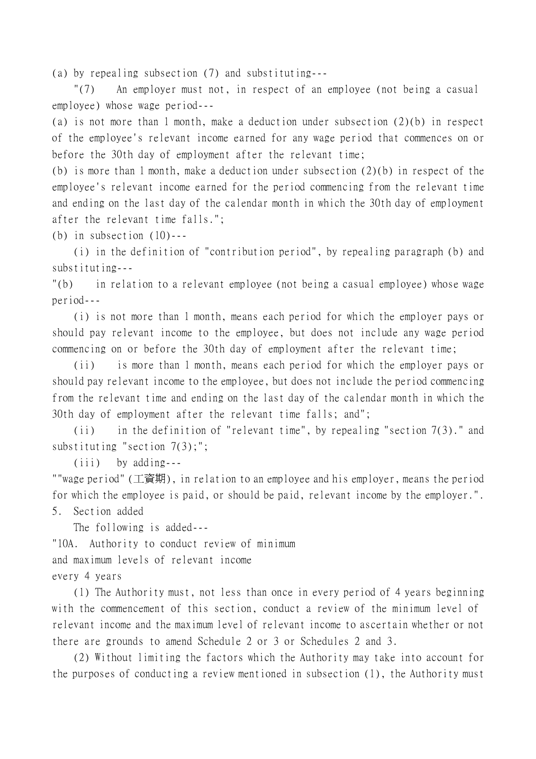(a) by repealing subsection (7) and substituting---

"(7) An employer must not, in respect of an employee (not being a casual employee) whose wage period---

(a) is not more than 1 month, make a deduction under subsection (2)(b) in respect of the employee's relevant income earned for any wage period that commences on or before the 30th day of employment after the relevant time;

(b) is more than 1 month, make a deduction under subsection (2)(b) in respect of the employee's relevant income earned for the period commencing from the relevant time and ending on the last day of the calendar month in which the 30th day of employment after the relevant time falls.";

(b) in subsection (10)---

(i) in the definition of "contribution period", by repealing paragraph (b) and substituting---

"(b) in relation to a relevant employee (not being a casual employee) whose wage period---

(i) is not more than 1 month, means each period for which the employer pays or should pay relevant income to the employee, but does not include any wage period commencing on or before the 30th day of employment after the relevant time;

(ii) is more than 1 month, means each period for which the employer pays or should pay relevant income to the employee, but does not include the period commencing from the relevant time and ending on the last day of the calendar month in which the 30th day of employment after the relevant time falls; and";

(ii) in the definition of "relevant time", by repealing "section 7(3)." and substituting "section 7(3);";

(iii) by adding---

""wage period" (工資期), in relation to an employee and his employer, means the period for which the employee is paid, or should be paid, relevant income by the employer.".

5. Section added

The following is added---

"10A. Authority to conduct review of minimum and maximum levels of relevant income every 4 years

(1) The Authority must, not less than once in every period of 4 years beginning with the commencement of this section, conduct a review of the minimum level of relevant income and the maximum level of relevant income to ascertain whether or not there are grounds to amend Schedule 2 or 3 or Schedules 2 and 3.

(2) Without limiting the factors which the Authority may take into account for the purposes of conducting a review mentioned in subsection (1), the Authority must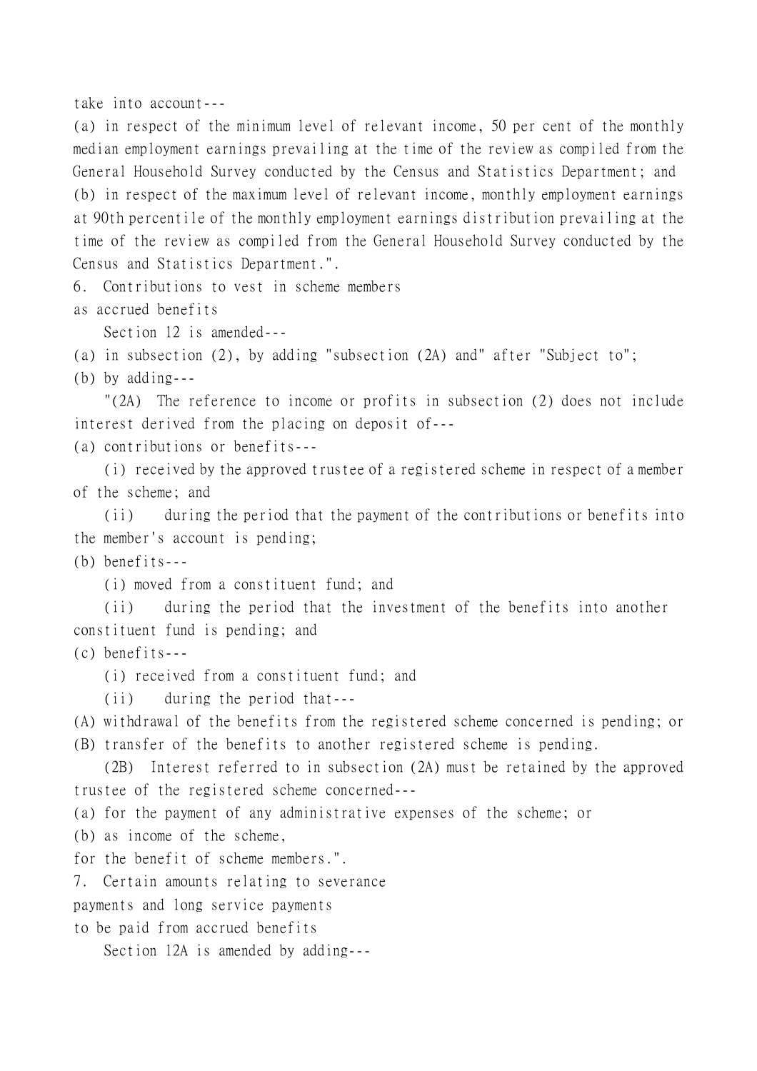take into account---

(a) in respect of the minimum level of relevant income, 50 per cent of the monthly median employment earnings prevailing at the time of the review as compiled from the General Household Survey conducted by the Census and Statistics Department; and

(b) in respect of the maximum level of relevant income, monthly employment earnings at 90th percentile of the monthly employment earnings distribution prevailing at the time of the review as compiled from the General Household Survey conducted by the Census and Statistics Department.".

6. Contributions to vest in scheme members as accrued benefits

Section 12 is amended---

(a) in subsection (2), by adding "subsection (2A) and" after "Subject to";

(b) by adding---

"(2A) The reference to income or profits in subsection (2) does not include interest derived from the placing on deposit of---

(a) contributions or benefits---

(i) received by the approved trustee of a registered scheme in respect of a member of the scheme; and

(ii) during the period that the payment of the contributions or benefits into the member's account is pending;

(b) benefits---

(i) moved from a constituent fund; and

(ii) during the period that the investment of the benefits into another constituent fund is pending; and

(c) benefits---

(i) received from a constituent fund; and

(ii) during the period that---

(A) withdrawal of the benefits from the registered scheme concerned is pending; or

(B) transfer of the benefits to another registered scheme is pending.

(2B) Interest referred to in subsection (2A) must be retained by the approved trustee of the registered scheme concerned---

(a) for the payment of any administrative expenses of the scheme; or

(b) as income of the scheme,

for the benefit of scheme members.".

7. Certain amounts relating to severance payments and long service payments to be paid from accrued benefits

Section 12A is amended by adding---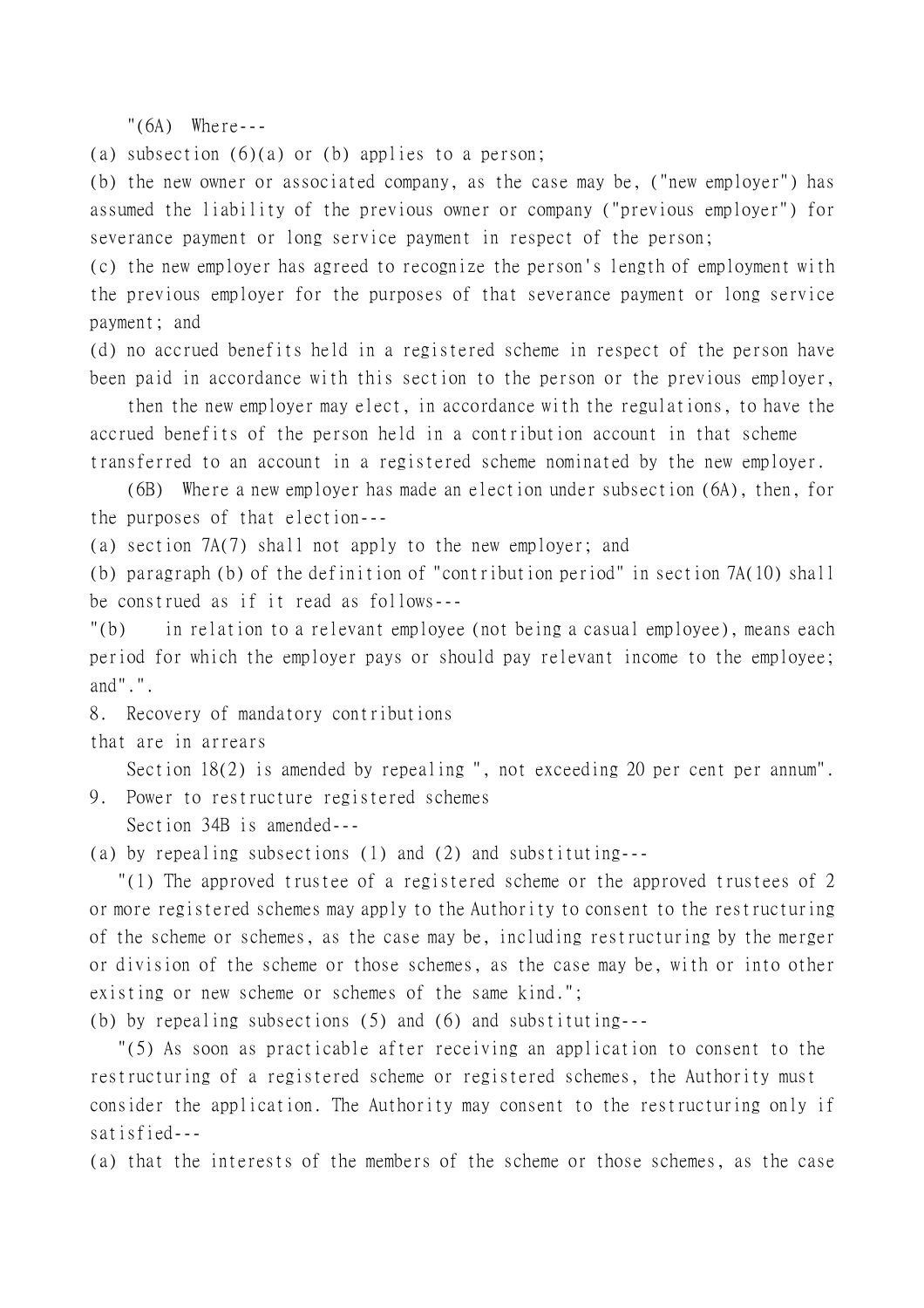"(6A) Where---

(a) subsection (6)(a) or (b) applies to a person;

(b) the new owner or associated company, as the case may be, ("new employer") has assumed the liability of the previous owner or company ("previous employer") for severance payment or long service payment in respect of the person;

(c) the new employer has agreed to recognize the person's length of employment with the previous employer for the purposes of that severance payment or long service payment; and

(d) no accrued benefits held in a registered scheme in respect of the person have been paid in accordance with this section to the person or the previous employer,

then the new employer may elect, in accordance with the regulations, to have the accrued benefits of the person held in a contribution account in that scheme transferred to an account in a registered scheme nominated by the new employer.

(6B) Where a new employer has made an election under subsection (6A), then, for the purposes of that election---

(a) section 7A(7) shall not apply to the new employer; and

(b) paragraph (b) of the definition of "contribution period" in section 7A(10) shall be construed as if it read as follows---

"(b) in relation to a relevant employee (not being a casual employee), means each period for which the employer pays or should pay relevant income to the employee; and".".

8. Recovery of mandatory contributions that are in arrears

Section 18(2) is amended by repealing ", not exceeding 20 per cent per annum".

9. Power to restructure registered schemes

Section 34B is amended---

(a) by repealing subsections (1) and (2) and substituting---

"(1) The approved trustee of a registered scheme or the approved trustees of 2 or more registered schemes may apply to the Authority to consent to the restructuring of the scheme or schemes, as the case may be, including restructuring by the merger or division of the scheme or those schemes, as the case may be, with or into other existing or new scheme or schemes of the same kind.";

(b) by repealing subsections (5) and (6) and substituting---

"(5) As soon as practicable after receiving an application to consent to the restructuring of a registered scheme or registered schemes, the Authority must consider the application. The Authority may consent to the restructuring only if satisfied---

(a) that the interests of the members of the scheme or those schemes, as the case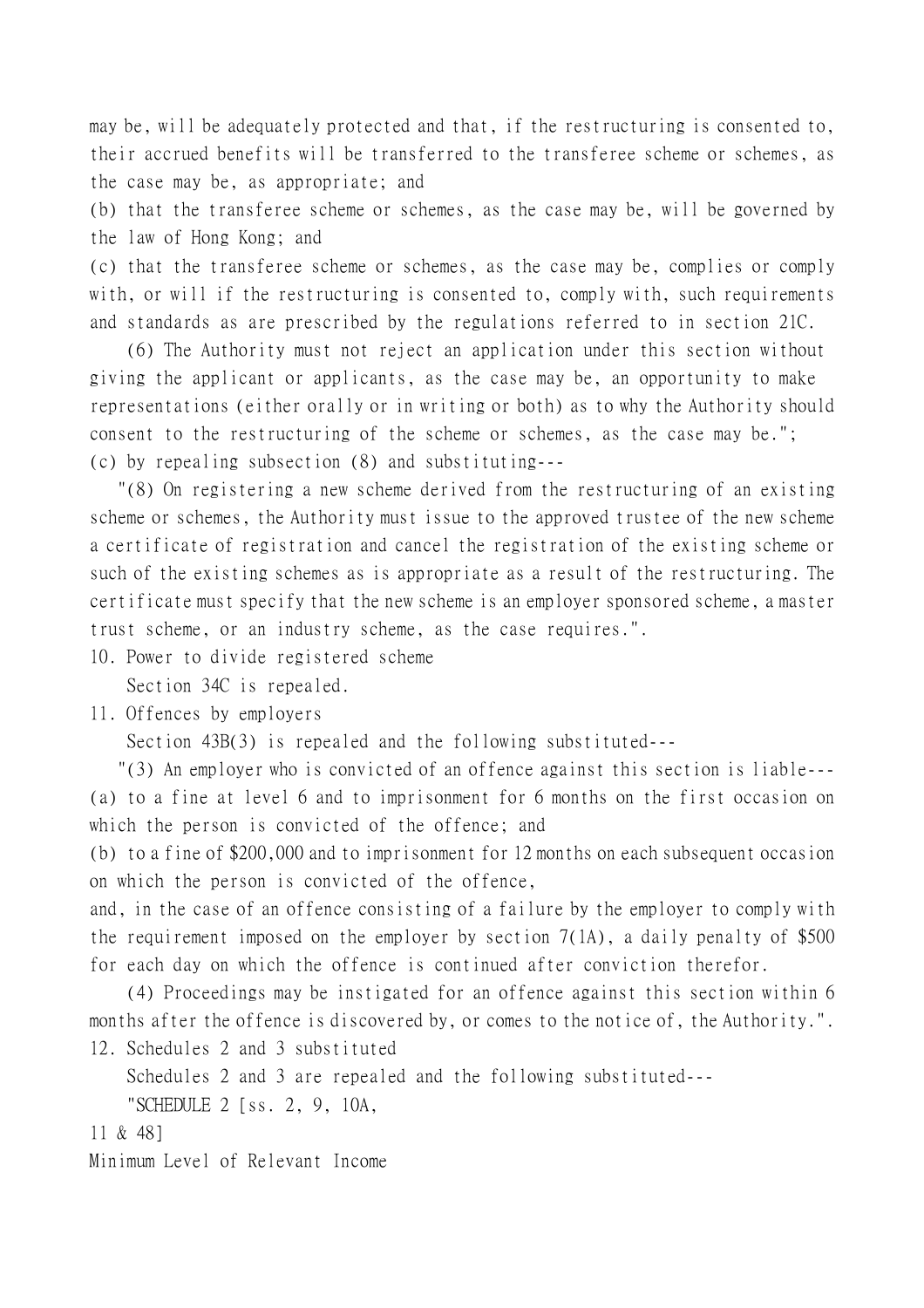may be, will be adequately protected and that, if the restructuring is consented to, their accrued benefits will be transferred to the transferee scheme or schemes, as the case may be, as appropriate; and

(b) that the transferee scheme or schemes, as the case may be, will be governed by the law of Hong Kong; and

(c) that the transferee scheme or schemes, as the case may be, complies or comply with, or will if the restructuring is consented to, comply with, such requirements and standards as are prescribed by the regulations referred to in section 21C.

(6) The Authority must not reject an application under this section without giving the applicant or applicants, as the case may be, an opportunity to make representations (either orally or in writing or both) as to why the Authority should consent to the restructuring of the scheme or schemes, as the case may be.";

(c) by repealing subsection (8) and substituting---

"(8) On registering a new scheme derived from the restructuring of an existing scheme or schemes, the Authority must issue to the approved trustee of the new scheme a certificate of registration and cancel the registration of the existing scheme or such of the existing schemes as is appropriate as a result of the restructuring. The certificate must specify that the new scheme is an employer sponsored scheme, a master trust scheme, or an industry scheme, as the case requires.".

10. Power to divide registered scheme

Section 34C is repealed.

11. Offences by employers

Section 43B(3) is repealed and the following substituted---

"(3) An employer who is convicted of an offence against this section is liable---

(a) to a fine at level 6 and to imprisonment for 6 months on the first occasion on which the person is convicted of the offence; and

(b) to a fine of $200,000 and to imprisonment for 12 months on each subsequent occasion on which the person is convicted of the offence,

and, in the case of an offence consisting of a failure by the employer to comply with the requirement imposed on the employer by section 7(1A), a daily penalty of $500 for each day on which the offence is continued after conviction therefor.

(4) Proceedings may be instigated for an offence against this section within 6 months after the offence is discovered by, or comes to the notice of, the Authority.".

12. Schedules 2 and 3 substituted

Schedules 2 and 3 are repealed and the following substituted---

"SCHEDULE 2 [ss. 2, 9, 10A,

11 & 48]

Minimum Level of Relevant Income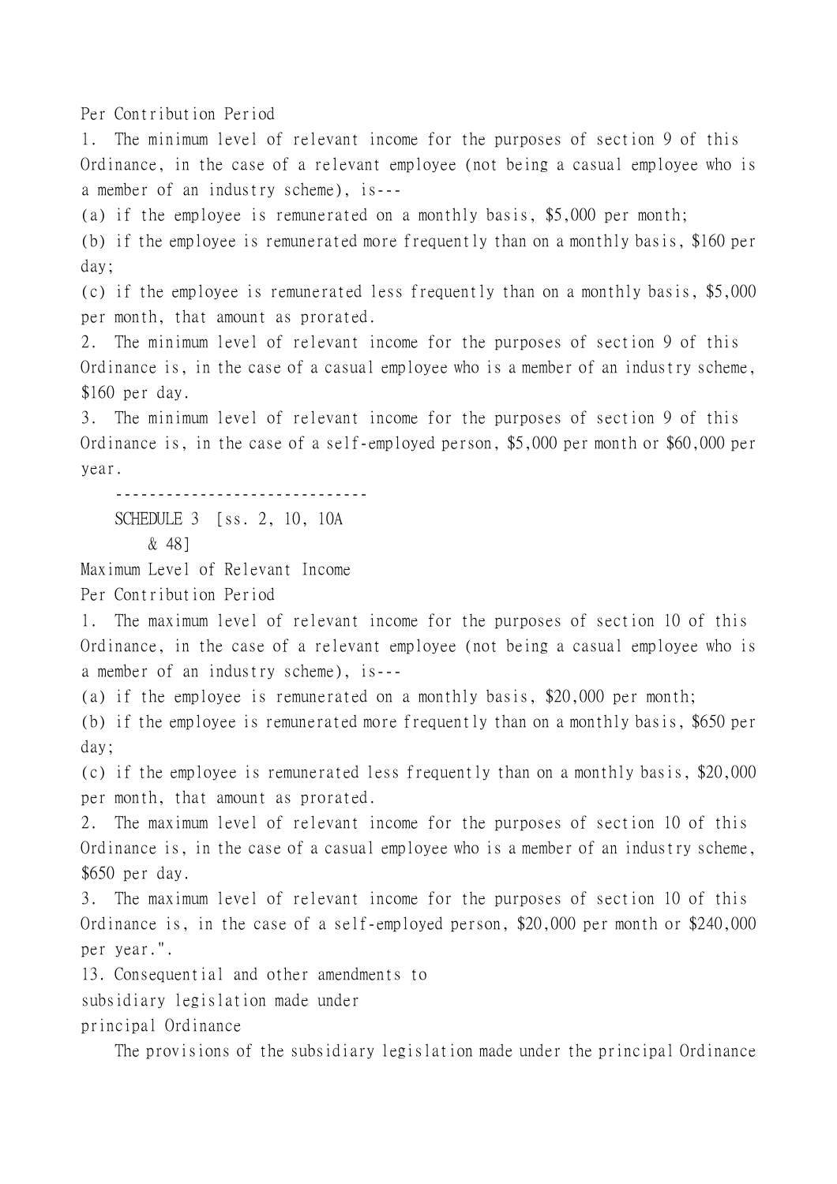Per Contribution Period

1. The minimum level of relevant income for the purposes of section 9 of this Ordinance, in the case of a relevant employee (not being a casual employee who is a member of an industry scheme), is---

(a) if the employee is remunerated on a monthly basis, $5,000 per month;

(b) if the employee is remunerated more frequently than on a monthly basis, $160 per day;

(c) if the employee is remunerated less frequently than on a monthly basis, $5,000 per month, that amount as prorated.

2. The minimum level of relevant income for the purposes of section 9 of this Ordinance is, in the case of a casual employee who is a member of an industry scheme, $160 per day.

3. The minimum level of relevant income for the purposes of section 9 of this Ordinance is, in the case of a self-employed person, $5,000 per month or $60,000 per year.

------------------------------

SCHEDULE 3 [ss. 2, 10, 10A & 48]

Maximum Level of Relevant Income

Per Contribution Period

1. The maximum level of relevant income for the purposes of section 10 of this Ordinance, in the case of a relevant employee (not being a casual employee who is a member of an industry scheme), is---

(a) if the employee is remunerated on a monthly basis, $20,000 per month;

(b) if the employee is remunerated more frequently than on a monthly basis, $650 per day;

(c) if the employee is remunerated less frequently than on a monthly basis, $20,000 per month, that amount as prorated.

2. The maximum level of relevant income for the purposes of section 10 of this Ordinance is, in the case of a casual employee who is a member of an industry scheme, $650 per day.

3. The maximum level of relevant income for the purposes of section 10 of this Ordinance is, in the case of a self-employed person, $20,000 per month or $240,000 per year.".

13. Consequential and other amendments to subsidiary legislation made under principal Ordinance

The provisions of the subsidiary legislation made under the principal Ordinance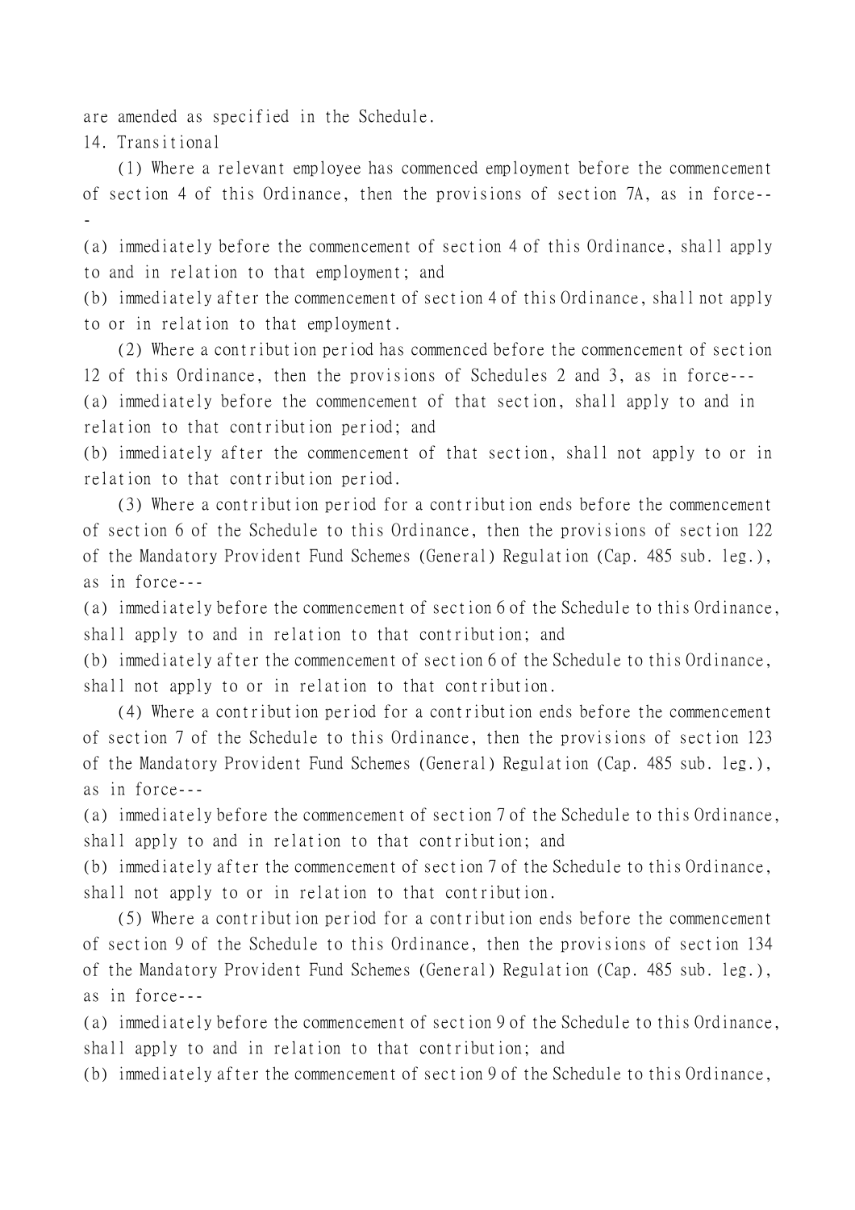are amended as specified in the Schedule.

14. Transitional

(1) Where a relevant employee has commenced employment before the commencement of section 4 of this Ordinance, then the provisions of section 7A, as in force---

(a) immediately before the commencement of section 4 of this Ordinance, shall apply to and in relation to that employment; and

(b) immediately after the commencement of section 4 of this Ordinance, shall not apply to or in relation to that employment.

(2) Where a contribution period has commenced before the commencement of section 12 of this Ordinance, then the provisions of Schedules 2 and 3, as in force---

(a) immediately before the commencement of that section, shall apply to and in relation to that contribution period; and

(b) immediately after the commencement of that section, shall not apply to or in relation to that contribution period.

(3) Where a contribution period for a contribution ends before the commencement of section 6 of the Schedule to this Ordinance, then the provisions of section 122 of the Mandatory Provident Fund Schemes (General) Regulation (Cap. 485 sub. leg.), as in force---

(a) immediately before the commencement of section 6 of the Schedule to this Ordinance, shall apply to and in relation to that contribution; and

(b) immediately after the commencement of section 6 of the Schedule to this Ordinance, shall not apply to or in relation to that contribution.

(4) Where a contribution period for a contribution ends before the commencement of section 7 of the Schedule to this Ordinance, then the provisions of section 123 of the Mandatory Provident Fund Schemes (General) Regulation (Cap. 485 sub. leg.), as in force---

(a) immediately before the commencement of section 7 of the Schedule to this Ordinance, shall apply to and in relation to that contribution; and

(b) immediately after the commencement of section 7 of the Schedule to this Ordinance, shall not apply to or in relation to that contribution.

(5) Where a contribution period for a contribution ends before the commencement of section 9 of the Schedule to this Ordinance, then the provisions of section 134 of the Mandatory Provident Fund Schemes (General) Regulation (Cap. 485 sub. leg.), as in force---

(a) immediately before the commencement of section 9 of the Schedule to this Ordinance, shall apply to and in relation to that contribution; and

(b) immediately after the commencement of section 9 of the Schedule to this Ordinance,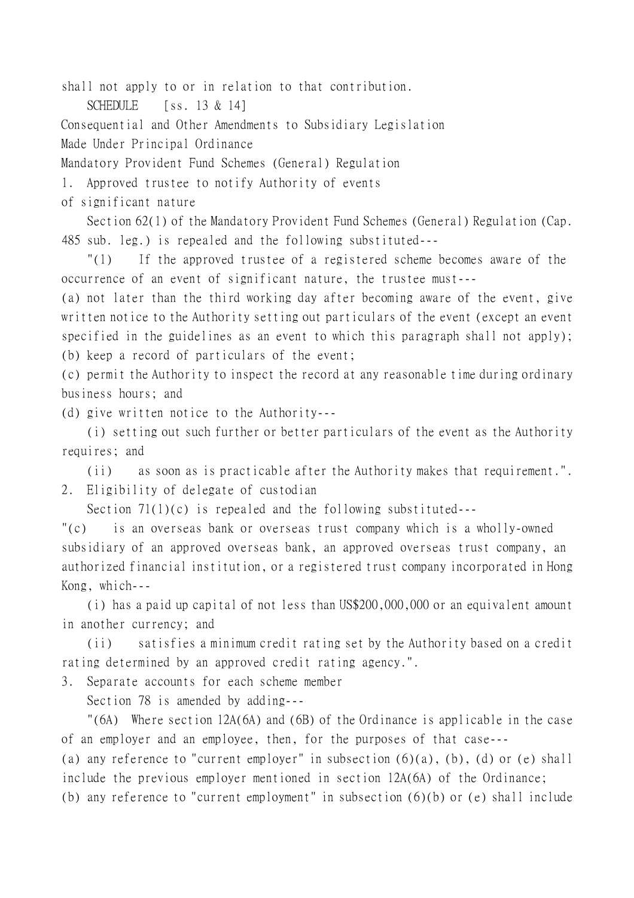shall not apply to or in relation to that contribution.

SCHEDULE [ss. 13 & 14]

Consequential and Other Amendments to Subsidiary Legislation
Made Under Principal Ordinance

Mandatory Provident Fund Schemes (General) Regulation

1. Approved trustee to notify Authority of events of significant nature

Section 62(1) of the Mandatory Provident Fund Schemes (General) Regulation (Cap. 485 sub. leg.) is repealed and the following substituted---

"(1) If the approved trustee of a registered scheme becomes aware of the occurrence of an event of significant nature, the trustee must---

(a) not later than the third working day after becoming aware of the event, give written notice to the Authority setting out particulars of the event (except an event specified in the guidelines as an event to which this paragraph shall not apply);

(b) keep a record of particulars of the event;

(c) permit the Authority to inspect the record at any reasonable time during ordinary business hours; and

(d) give written notice to the Authority---

(i) setting out such further or better particulars of the event as the Authority requires; and

(ii) as soon as is practicable after the Authority makes that requirement.".

2. Eligibility of delegate of custodian

Section 71(1)(c) is repealed and the following substituted---

"(c) is an overseas bank or overseas trust company which is a wholly-owned subsidiary of an approved overseas bank, an approved overseas trust company, an authorized financial institution, or a registered trust company incorporated in Hong Kong, which---

(i) has a paid up capital of not less than US$200,000,000 or an equivalent amount in another currency; and

(ii) satisfies a minimum credit rating set by the Authority based on a credit rating determined by an approved credit rating agency.".

3. Separate accounts for each scheme member

Section 78 is amended by adding---

"(6A) Where section 12A(6A) and (6B) of the Ordinance is applicable in the case of an employer and an employee, then, for the purposes of that case---

(a) any reference to "current employer" in subsection (6)(a), (b), (d) or (e) shall include the previous employer mentioned in section 12A(6A) of the Ordinance;

(b) any reference to "current employment" in subsection (6)(b) or (e) shall include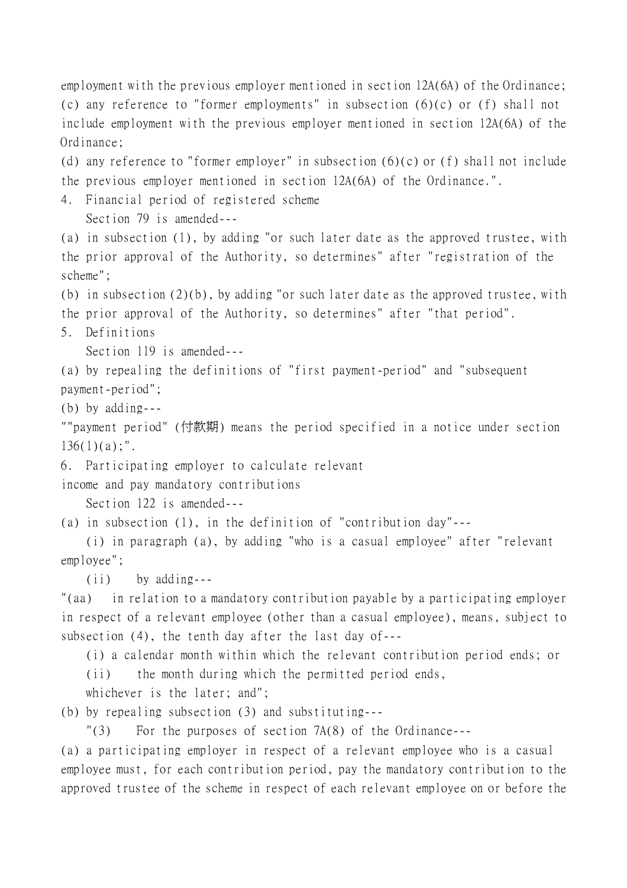employment with the previous employer mentioned in section 12A(6A) of the Ordinance;

(c) any reference to "former employments" in subsection (6)(c) or (f) shall not include employment with the previous employer mentioned in section 12A(6A) of the Ordinance;

(d) any reference to "former employer" in subsection (6)(c) or (f) shall not include the previous employer mentioned in section 12A(6A) of the Ordinance.".

4. Financial period of registered scheme

Section 79 is amended---

(a) in subsection (1), by adding "or such later date as the approved trustee, with the prior approval of the Authority, so determines" after "registration of the scheme";

(b) in subsection (2)(b), by adding "or such later date as the approved trustee, with the prior approval of the Authority, so determines" after "that period".

5. Definitions

Section 119 is amended---

(a) by repealing the definitions of "first payment-period" and "subsequent payment-period";

(b) by adding---

""payment period" (付款期) means the period specified in a notice under section 136(1)(a);".

6. Participating employer to calculate relevant income and pay mandatory contributions

Section 122 is amended---

(a) in subsection (1), in the definition of "contribution day"---

(i) in paragraph (a), by adding "who is a casual employee" after "relevant employee";

(ii) by adding---

"(aa) in relation to a mandatory contribution payable by a participating employer in respect of a relevant employee (other than a casual employee), means, subject to subsection (4), the tenth day after the last day of---

(i) a calendar month within which the relevant contribution period ends; or

(ii) the month during which the permitted period ends,

whichever is the later; and";

(b) by repealing subsection (3) and substituting---

"(3) For the purposes of section 7A(8) of the Ordinance---

(a) a participating employer in respect of a relevant employee who is a casual employee must, for each contribution period, pay the mandatory contribution to the approved trustee of the scheme in respect of each relevant employee on or before the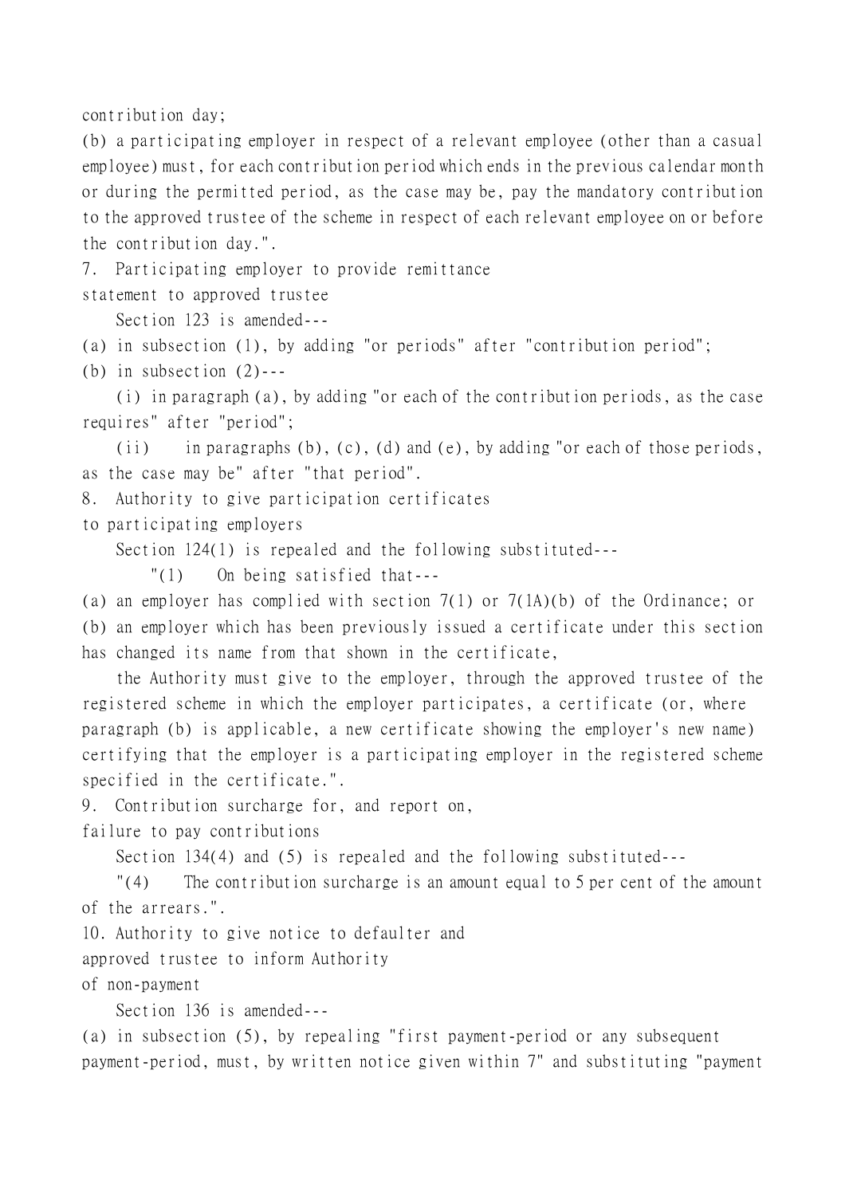contribution day;

(b) a participating employer in respect of a relevant employee (other than a casual employee) must, for each contribution period which ends in the previous calendar month or during the permitted period, as the case may be, pay the mandatory contribution to the approved trustee of the scheme in respect of each relevant employee on or before the contribution day.".

7. Participating employer to provide remittance statement to approved trustee

Section 123 is amended---

(a) in subsection (1), by adding "or periods" after "contribution period";

(b) in subsection (2)---

(i) in paragraph (a), by adding "or each of the contribution periods, as the case requires" after "period";

(ii) in paragraphs (b), (c), (d) and (e), by adding "or each of those periods, as the case may be" after "that period".

8. Authority to give participation certificates to participating employers

Section 124(1) is repealed and the following substituted---

"(1) On being satisfied that---

(a) an employer has complied with section 7(1) or 7(1A)(b) of the Ordinance; or

(b) an employer which has been previously issued a certificate under this section has changed its name from that shown in the certificate,

the Authority must give to the employer, through the approved trustee of the registered scheme in which the employer participates, a certificate (or, where paragraph (b) is applicable, a new certificate showing the employer's new name) certifying that the employer is a participating employer in the registered scheme specified in the certificate.".

9. Contribution surcharge for, and report on, failure to pay contributions

Section 134(4) and (5) is repealed and the following substituted---

"(4) The contribution surcharge is an amount equal to 5 per cent of the amount of the arrears.".

10. Authority to give notice to defaulter and approved trustee to inform Authority of non-payment

Section 136 is amended---

(a) in subsection (5), by repealing "first payment-period or any subsequent payment-period, must, by written notice given within 7" and substituting "payment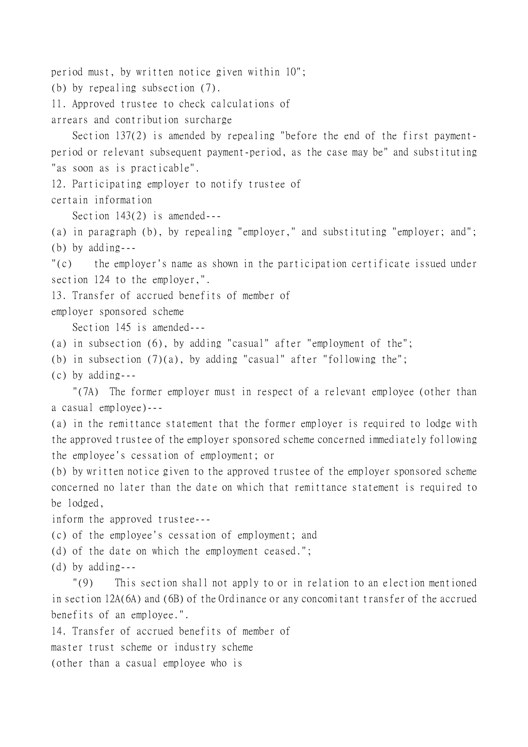period must, by written notice given within 10";

(b) by repealing subsection (7).

11. Approved trustee to check calculations of
arrears and contribution surcharge

Section 137(2) is amended by repealing "before the end of the first payment-period or relevant subsequent payment-period, as the case may be" and substituting "as soon as is practicable".

12. Participating employer to notify trustee of
certain information

Section 143(2) is amended---

(a) in paragraph (b), by repealing "employer," and substituting "employer; and";

(b) by adding---

"(c) the employer's name as shown in the participation certificate issued under section 124 to the employer,".

13. Transfer of accrued benefits of member of
employer sponsored scheme

Section 145 is amended---

(a) in subsection (6), by adding "casual" after "employment of the";

(b) in subsection (7)(a), by adding "casual" after "following the";

(c) by adding---

"(7A) The former employer must in respect of a relevant employee (other than a casual employee)---

(a) in the remittance statement that the former employer is required to lodge with the approved trustee of the employer sponsored scheme concerned immediately following the employee's cessation of employment; or

(b) by written notice given to the approved trustee of the employer sponsored scheme concerned no later than the date on which that remittance statement is required to be lodged,

inform the approved trustee---

(c) of the employee's cessation of employment; and

(d) of the date on which the employment ceased.";

(d) by adding---

"(9) This section shall not apply to or in relation to an election mentioned in section 12A(6A) and (6B) of the Ordinance or any concomitant transfer of the accrued benefits of an employee.".

14. Transfer of accrued benefits of member of
master trust scheme or industry scheme
(other than a casual employee who is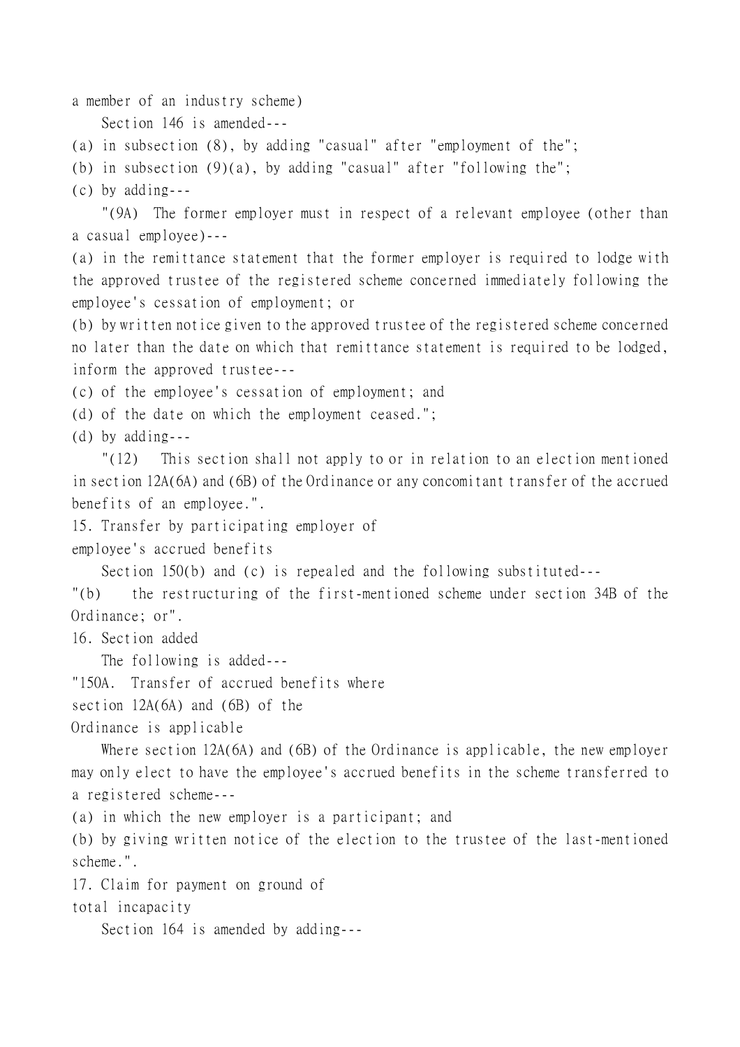a member of an industry scheme)

Section 146 is amended---

(a) in subsection (8), by adding "casual" after "employment of the";

(b) in subsection (9)(a), by adding "casual" after "following the";

(c) by adding---

"(9A) The former employer must in respect of a relevant employee (other than a casual employee)---

(a) in the remittance statement that the former employer is required to lodge with the approved trustee of the registered scheme concerned immediately following the employee's cessation of employment; or

(b) by written notice given to the approved trustee of the registered scheme concerned no later than the date on which that remittance statement is required to be lodged, inform the approved trustee---

(c) of the employee's cessation of employment; and

(d) of the date on which the employment ceased.";

(d) by adding---

"(12) This section shall not apply to or in relation to an election mentioned in section 12A(6A) and (6B) of the Ordinance or any concomitant transfer of the accrued benefits of an employee.".

15. Transfer by participating employer of employee's accrued benefits

Section 150(b) and (c) is repealed and the following substituted---

"(b) the restructuring of the first-mentioned scheme under section 34B of the Ordinance; or".

16. Section added

The following is added---

"150A. Transfer of accrued benefits where section 12A(6A) and (6B) of the Ordinance is applicable

Where section 12A(6A) and (6B) of the Ordinance is applicable, the new employer may only elect to have the employee's accrued benefits in the scheme transferred to a registered scheme---

(a) in which the new employer is a participant; and

(b) by giving written notice of the election to the trustee of the last-mentioned scheme.".

17. Claim for payment on ground of total incapacity

Section 164 is amended by adding---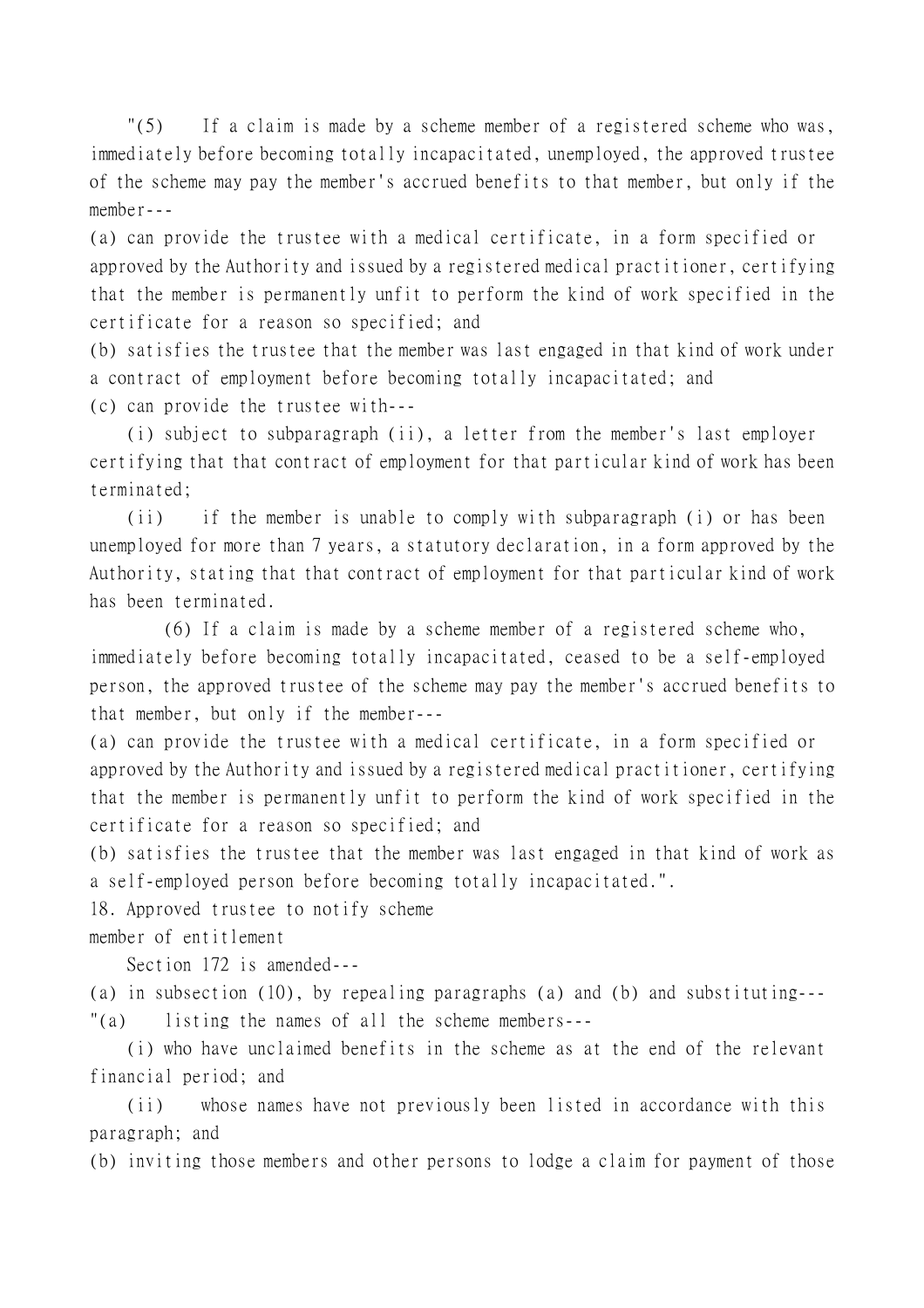"(5) If a claim is made by a scheme member of a registered scheme who was, immediately before becoming totally incapacitated, unemployed, the approved trustee of the scheme may pay the member's accrued benefits to that member, but only if the member---

(a) can provide the trustee with a medical certificate, in a form specified or approved by the Authority and issued by a registered medical practitioner, certifying that the member is permanently unfit to perform the kind of work specified in the certificate for a reason so specified; and

(b) satisfies the trustee that the member was last engaged in that kind of work under a contract of employment before becoming totally incapacitated; and

(c) can provide the trustee with---

(i) subject to subparagraph (ii), a letter from the member's last employer certifying that that contract of employment for that particular kind of work has been terminated;

(ii) if the member is unable to comply with subparagraph (i) or has been unemployed for more than 7 years, a statutory declaration, in a form approved by the Authority, stating that that contract of employment for that particular kind of work has been terminated.

(6) If a claim is made by a scheme member of a registered scheme who, immediately before becoming totally incapacitated, ceased to be a self-employed person, the approved trustee of the scheme may pay the member's accrued benefits to that member, but only if the member---

(a) can provide the trustee with a medical certificate, in a form specified or approved by the Authority and issued by a registered medical practitioner, certifying that the member is permanently unfit to perform the kind of work specified in the certificate for a reason so specified; and

(b) satisfies the trustee that the member was last engaged in that kind of work as a self-employed person before becoming totally incapacitated.".

18. Approved trustee to notify scheme member of entitlement

Section 172 is amended---

(a) in subsection (10), by repealing paragraphs (a) and (b) and substituting---

"(a) listing the names of all the scheme members---

(i) who have unclaimed benefits in the scheme as at the end of the relevant financial period; and

(ii) whose names have not previously been listed in accordance with this paragraph; and

(b) inviting those members and other persons to lodge a claim for payment of those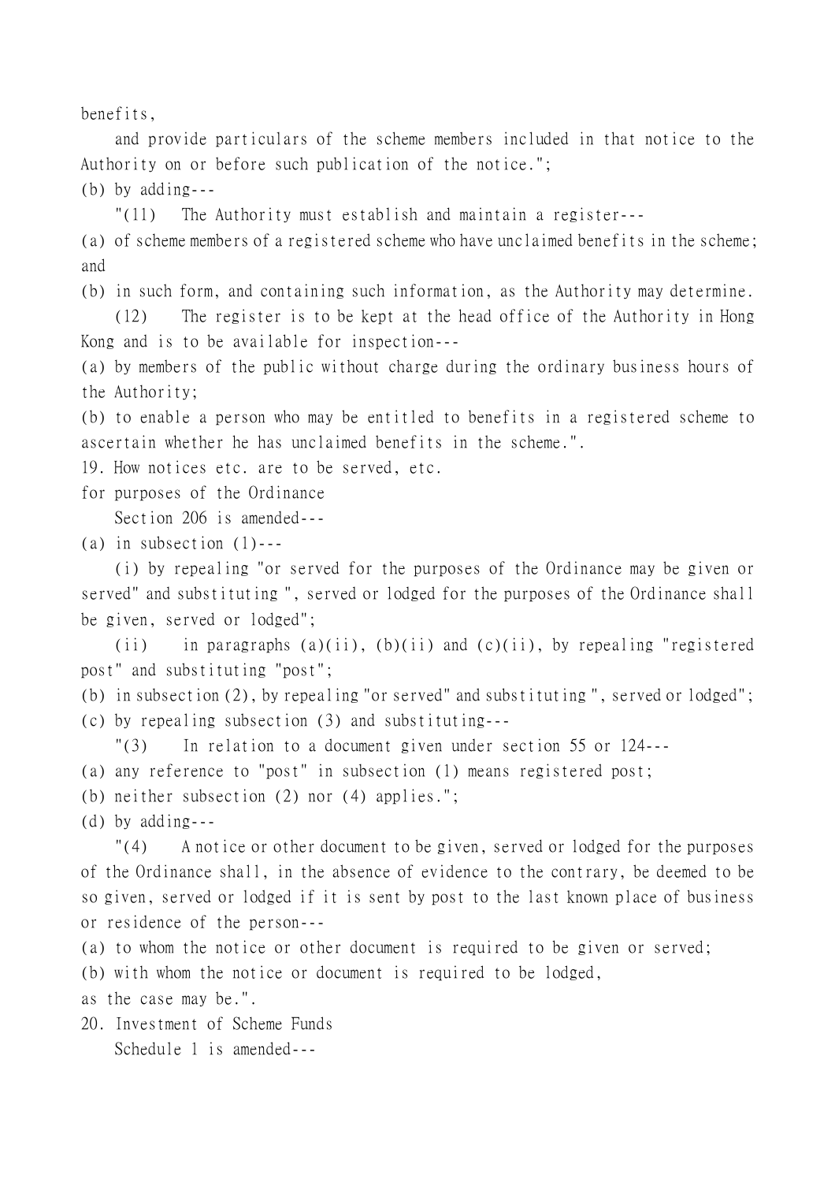benefits,

and provide particulars of the scheme members included in that notice to the Authority on or before such publication of the notice.";

(b) by adding---

"(11) The Authority must establish and maintain a register---

(a) of scheme members of a registered scheme who have unclaimed benefits in the scheme; and

(b) in such form, and containing such information, as the Authority may determine.

(12) The register is to be kept at the head office of the Authority in Hong Kong and is to be available for inspection---

(a) by members of the public without charge during the ordinary business hours of the Authority;

(b) to enable a person who may be entitled to benefits in a registered scheme to ascertain whether he has unclaimed benefits in the scheme.".

19. How notices etc. are to be served, etc. for purposes of the Ordinance

Section 206 is amended---

(a) in subsection (1)---

(i) by repealing "or served for the purposes of the Ordinance may be given or served" and substituting ", served or lodged for the purposes of the Ordinance shall be given, served or lodged";

(ii) in paragraphs (a)(ii), (b)(ii) and (c)(ii), by repealing "registered post" and substituting "post";

(b) in subsection (2), by repealing "or served" and substituting ", served or lodged";

(c) by repealing subsection (3) and substituting---

"(3) In relation to a document given under section 55 or 124---

(a) any reference to "post" in subsection (1) means registered post;

(b) neither subsection (2) nor (4) applies.";

(d) by adding---

"(4) A notice or other document to be given, served or lodged for the purposes of the Ordinance shall, in the absence of evidence to the contrary, be deemed to be so given, served or lodged if it is sent by post to the last known place of business or residence of the person---

(a) to whom the notice or other document is required to be given or served;

(b) with whom the notice or document is required to be lodged,

as the case may be.".

20. Investment of Scheme Funds

Schedule 1 is amended---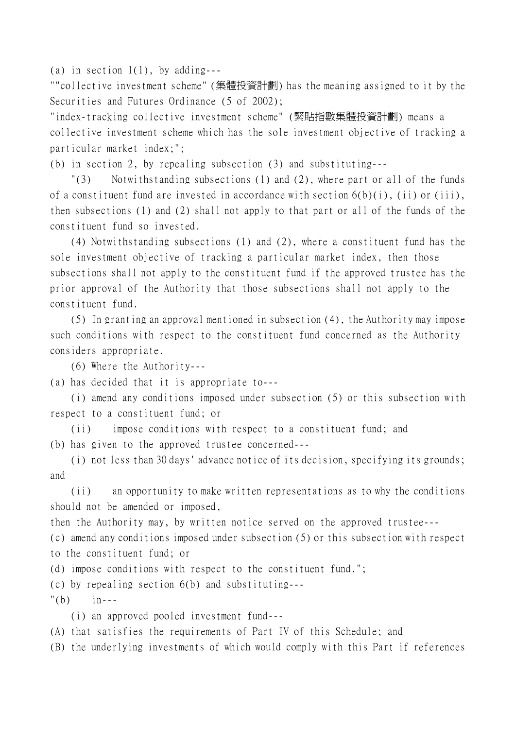(a) in section 1(1), by adding---

""collective investment scheme" (集體投資計劃) has the meaning assigned to it by the Securities and Futures Ordinance (5 of 2002);

"index-tracking collective investment scheme" (緊貼指數集體投資計劃) means a collective investment scheme which has the sole investment objective of tracking a particular market index;";

(b) in section 2, by repealing subsection (3) and substituting---

"(3) Notwithstanding subsections (1) and (2), where part or all of the funds of a constituent fund are invested in accordance with section 6(b)(i), (ii) or (iii), then subsections (1) and (2) shall not apply to that part or all of the funds of the constituent fund so invested.

(4) Notwithstanding subsections (1) and (2), where a constituent fund has the sole investment objective of tracking a particular market index, then those subsections shall not apply to the constituent fund if the approved trustee has the prior approval of the Authority that those subsections shall not apply to the constituent fund.

(5) In granting an approval mentioned in subsection (4), the Authority may impose such conditions with respect to the constituent fund concerned as the Authority considers appropriate.

(6) Where the Authority---

(a) has decided that it is appropriate to---

(i) amend any conditions imposed under subsection (5) or this subsection with respect to a constituent fund; or

(ii) impose conditions with respect to a constituent fund; and

(b) has given to the approved trustee concerned---

(i) not less than 30 days' advance notice of its decision, specifying its grounds; and

(ii) an opportunity to make written representations as to why the conditions should not be amended or imposed,

then the Authority may, by written notice served on the approved trustee---

(c) amend any conditions imposed under subsection (5) or this subsection with respect to the constituent fund; or

(d) impose conditions with respect to the constituent fund.";

(c) by repealing section 6(b) and substituting---

"(b) in---

(i) an approved pooled investment fund---

(A) that satisfies the requirements of Part IV of this Schedule; and

(B) the underlying investments of which would comply with this Part if references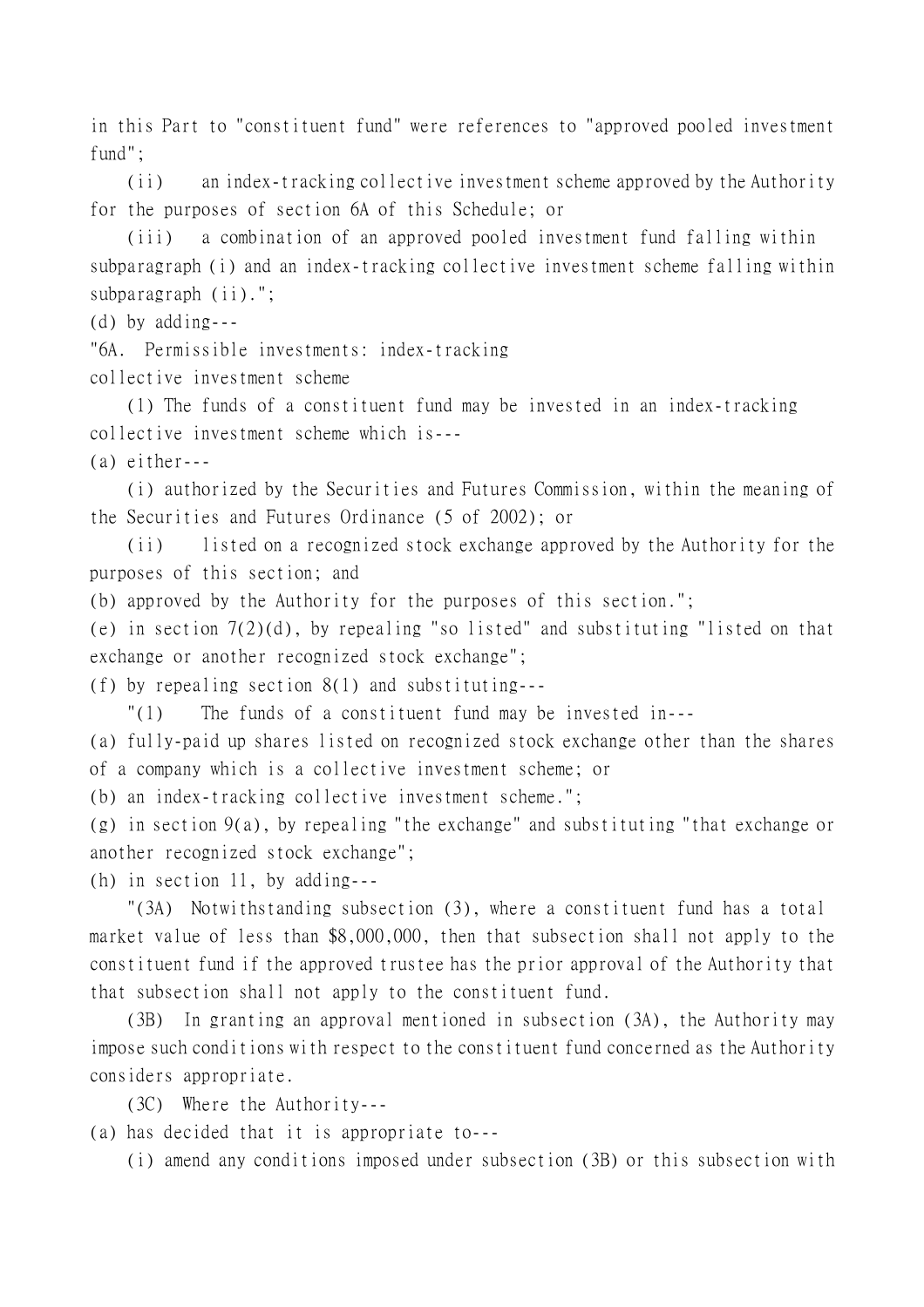in this Part to "constituent fund" were references to "approved pooled investment fund";

(ii) an index-tracking collective investment scheme approved by the Authority for the purposes of section 6A of this Schedule; or

(iii) a combination of an approved pooled investment fund falling within subparagraph (i) and an index-tracking collective investment scheme falling within subparagraph (ii).";

(d) by adding---

"6A. Permissible investments: index-tracking collective investment scheme

(1) The funds of a constituent fund may be invested in an index-tracking collective investment scheme which is---

(a) either---

(i) authorized by the Securities and Futures Commission, within the meaning of the Securities and Futures Ordinance (5 of 2002); or

(ii) listed on a recognized stock exchange approved by the Authority for the purposes of this section; and

(b) approved by the Authority for the purposes of this section.";

(e) in section 7(2)(d), by repealing "so listed" and substituting "listed on that exchange or another recognized stock exchange";

(f) by repealing section 8(1) and substituting---

"(1) The funds of a constituent fund may be invested in---

(a) fully-paid up shares listed on recognized stock exchange other than the shares of a company which is a collective investment scheme; or

(b) an index-tracking collective investment scheme.";

(g) in section 9(a), by repealing "the exchange" and substituting "that exchange or another recognized stock exchange";

(h) in section 11, by adding---

"(3A) Notwithstanding subsection (3), where a constituent fund has a total market value of less than $8,000,000, then that subsection shall not apply to the constituent fund if the approved trustee has the prior approval of the Authority that that subsection shall not apply to the constituent fund.

(3B) In granting an approval mentioned in subsection (3A), the Authority may impose such conditions with respect to the constituent fund concerned as the Authority considers appropriate.

(3C) Where the Authority---

(a) has decided that it is appropriate to---

(i) amend any conditions imposed under subsection (3B) or this subsection with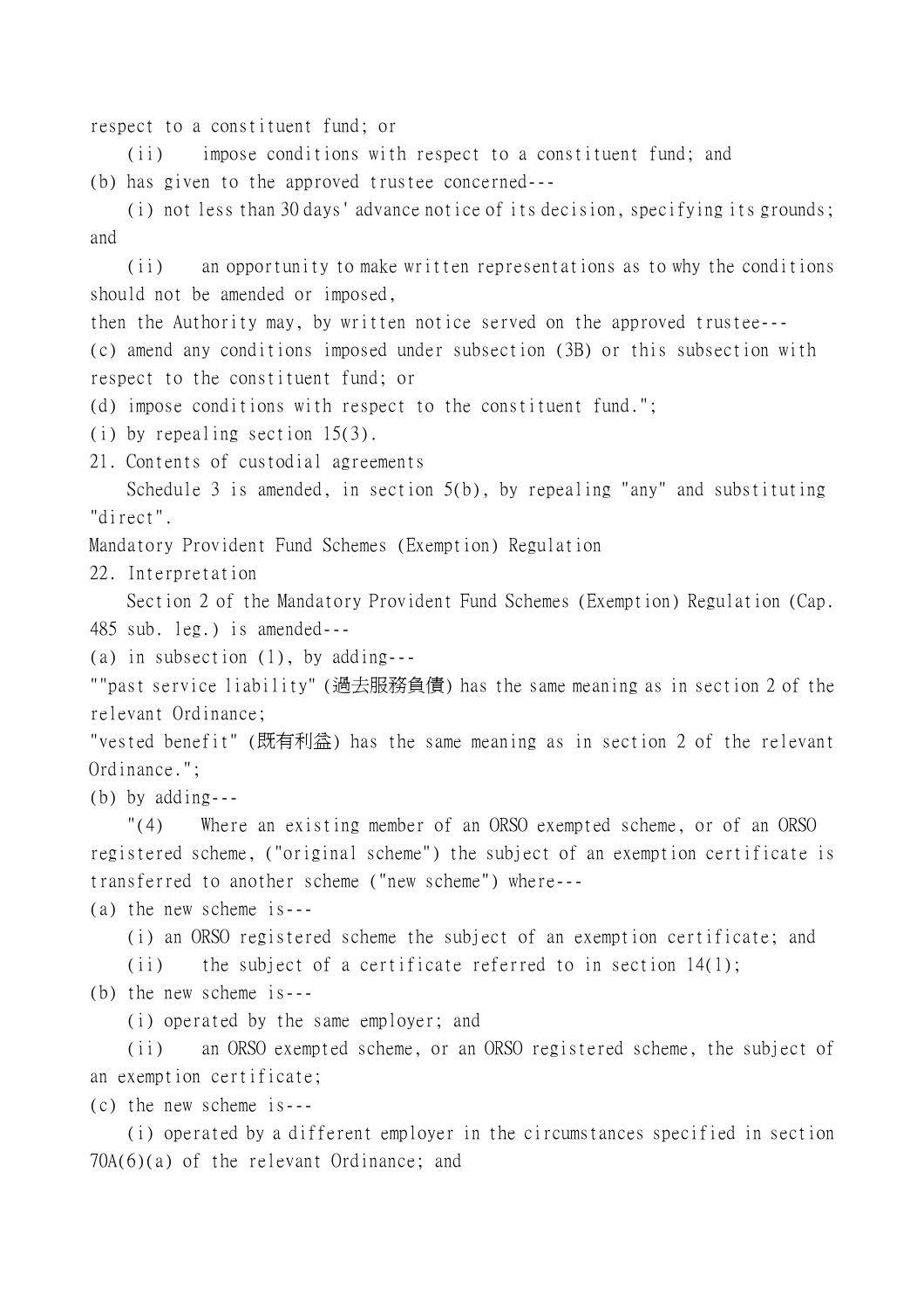respect to a constituent fund; or

(ii) impose conditions with respect to a constituent fund; and

(b) has given to the approved trustee concerned---

(i) not less than 30 days' advance notice of its decision, specifying its grounds; and

(ii) an opportunity to make written representations as to why the conditions should not be amended or imposed,

then the Authority may, by written notice served on the approved trustee---

(c) amend any conditions imposed under subsection (3B) or this subsection with respect to the constituent fund; or

(d) impose conditions with respect to the constituent fund.";

(i) by repealing section 15(3).

21. Contents of custodial agreements

Schedule 3 is amended, in section 5(b), by repealing "any" and substituting "direct".

Mandatory Provident Fund Schemes (Exemption) Regulation

22. Interpretation

Section 2 of the Mandatory Provident Fund Schemes (Exemption) Regulation (Cap. 485 sub. leg.) is amended---

(a) in subsection (1), by adding---

""past service liability" (過去服務負債) has the same meaning as in section 2 of the relevant Ordinance;

"vested benefit" (既有利益) has the same meaning as in section 2 of the relevant Ordinance.";

(b) by adding---

"(4) Where an existing member of an ORSO exempted scheme, or of an ORSO registered scheme, ("original scheme") the subject of an exemption certificate is transferred to another scheme ("new scheme") where---

(a) the new scheme is---

(i) an ORSO registered scheme the subject of an exemption certificate; and

(ii) the subject of a certificate referred to in section 14(1);

(b) the new scheme is---

(i) operated by the same employer; and

(ii) an ORSO exempted scheme, or an ORSO registered scheme, the subject of an exemption certificate;

(c) the new scheme is---

(i) operated by a different employer in the circumstances specified in section 70A(6)(a) of the relevant Ordinance; and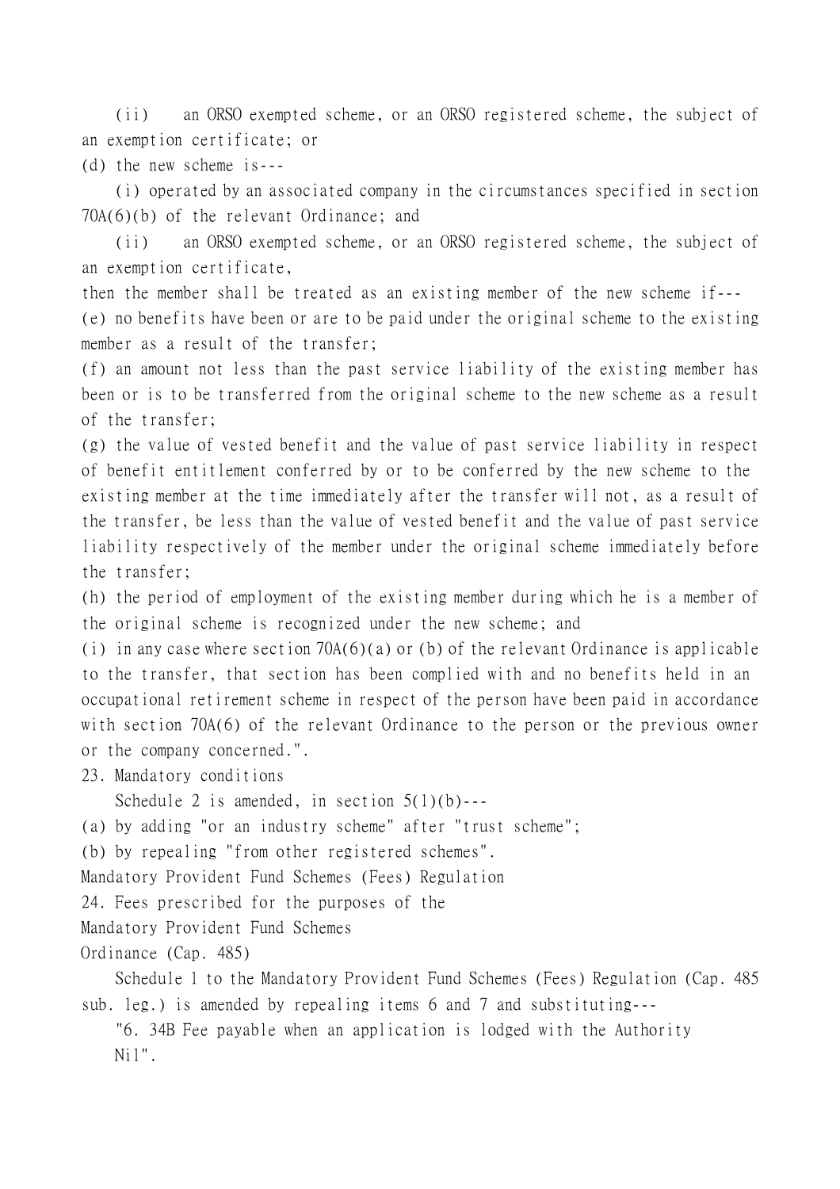(ii) an ORSO exempted scheme, or an ORSO registered scheme, the subject of an exemption certificate; or

(d) the new scheme is---

(i) operated by an associated company in the circumstances specified in section 70A(6)(b) of the relevant Ordinance; and

(ii) an ORSO exempted scheme, or an ORSO registered scheme, the subject of an exemption certificate,

then the member shall be treated as an existing member of the new scheme if---

(e) no benefits have been or are to be paid under the original scheme to the existing member as a result of the transfer;

(f) an amount not less than the past service liability of the existing member has been or is to be transferred from the original scheme to the new scheme as a result of the transfer;

(g) the value of vested benefit and the value of past service liability in respect of benefit entitlement conferred by or to be conferred by the new scheme to the existing member at the time immediately after the transfer will not, as a result of the transfer, be less than the value of vested benefit and the value of past service liability respectively of the member under the original scheme immediately before the transfer;

(h) the period of employment of the existing member during which he is a member of the original scheme is recognized under the new scheme; and

(i) in any case where section 70A(6)(a) or (b) of the relevant Ordinance is applicable to the transfer, that section has been complied with and no benefits held in an occupational retirement scheme in respect of the person have been paid in accordance with section 70A(6) of the relevant Ordinance to the person or the previous owner or the company concerned.".

23. Mandatory conditions

Schedule 2 is amended, in section 5(1)(b)---

(a) by adding "or an industry scheme" after "trust scheme";

(b) by repealing "from other registered schemes".

Mandatory Provident Fund Schemes (Fees) Regulation

24. Fees prescribed for the purposes of the Mandatory Provident Fund Schemes Ordinance (Cap. 485)

Schedule 1 to the Mandatory Provident Fund Schemes (Fees) Regulation (Cap. 485 sub. leg.) is amended by repealing items 6 and 7 and substituting---

"6. 34B Fee payable when an application is lodged with the Authority
Nil".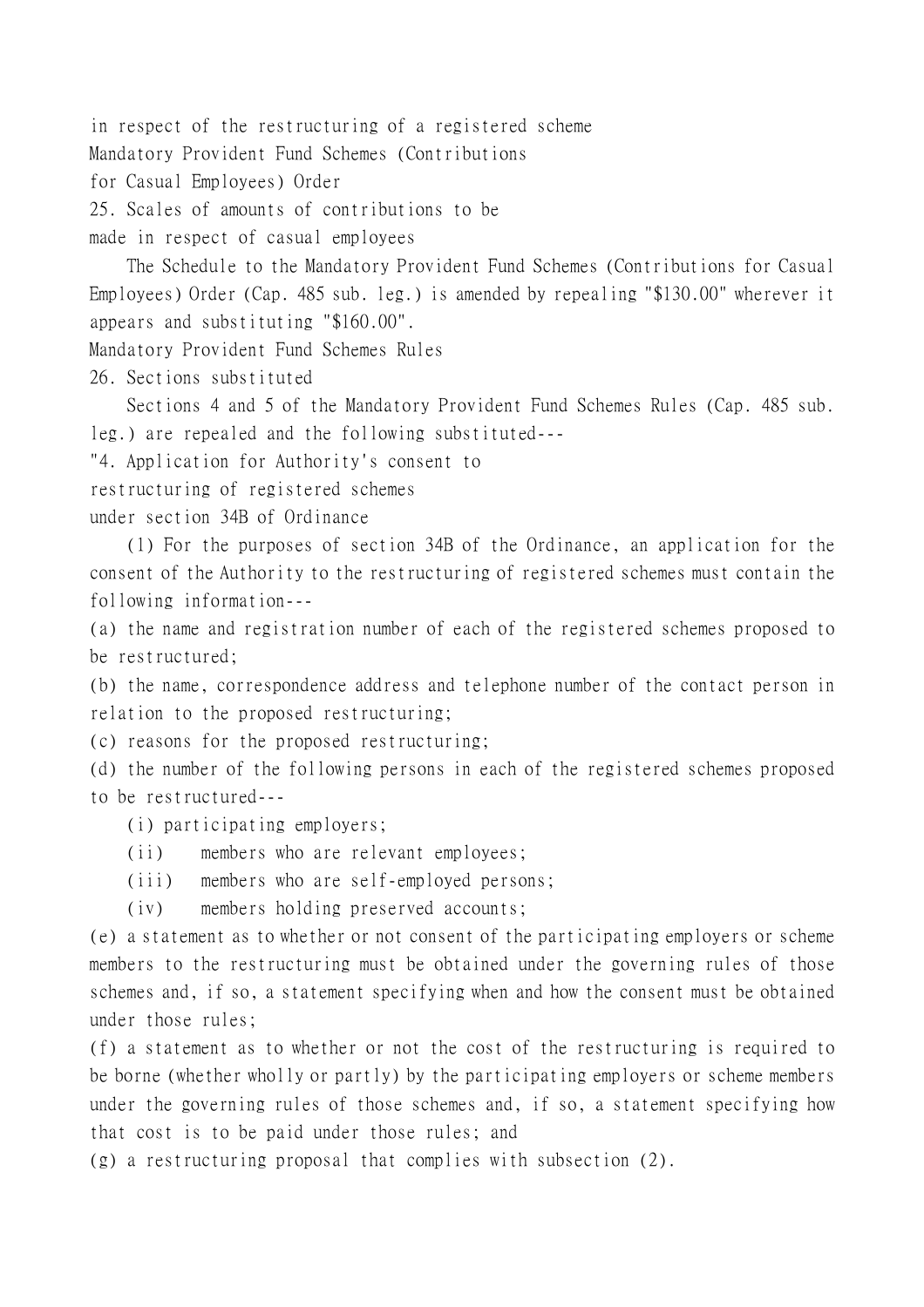in respect of the restructuring of a registered scheme

Mandatory Provident Fund Schemes (Contributions for Casual Employees) Order

25. Scales of amounts of contributions to be made in respect of casual employees

The Schedule to the Mandatory Provident Fund Schemes (Contributions for Casual Employees) Order (Cap. 485 sub. leg.) is amended by repealing "$130.00" wherever it appears and substituting "$160.00".

Mandatory Provident Fund Schemes Rules

26. Sections substituted

Sections 4 and 5 of the Mandatory Provident Fund Schemes Rules (Cap. 485 sub. leg.) are repealed and the following substituted---

"4. Application for Authority's consent to restructuring of registered schemes under section 34B of Ordinance

(1) For the purposes of section 34B of the Ordinance, an application for the consent of the Authority to the restructuring of registered schemes must contain the following information---

(a) the name and registration number of each of the registered schemes proposed to be restructured;

(b) the name, correspondence address and telephone number of the contact person in relation to the proposed restructuring;

(c) reasons for the proposed restructuring;

(d) the number of the following persons in each of the registered schemes proposed to be restructured---

(i) participating employers;

(ii) members who are relevant employees;

(iii) members who are self-employed persons;

(iv) members holding preserved accounts;

(e) a statement as to whether or not consent of the participating employers or scheme members to the restructuring must be obtained under the governing rules of those schemes and, if so, a statement specifying when and how the consent must be obtained under those rules;

(f) a statement as to whether or not the cost of the restructuring is required to be borne (whether wholly or partly) by the participating employers or scheme members under the governing rules of those schemes and, if so, a statement specifying how that cost is to be paid under those rules; and

(g) a restructuring proposal that complies with subsection (2).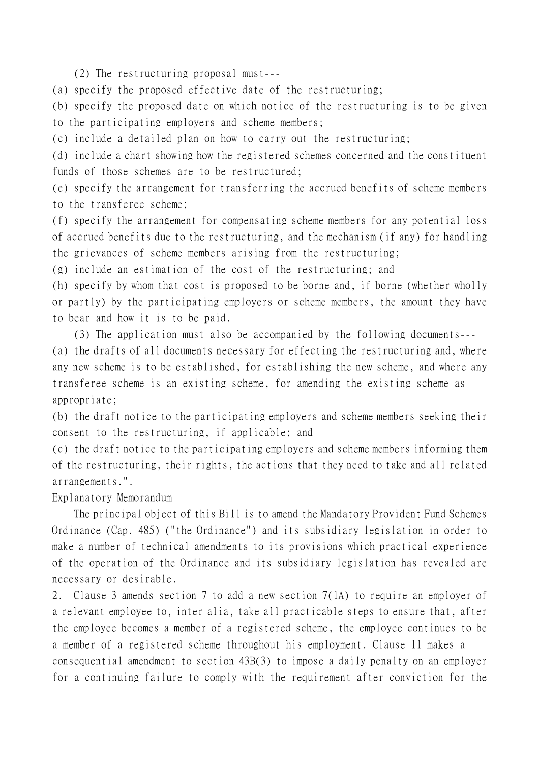(2) The restructuring proposal must---

(a) specify the proposed effective date of the restructuring;

(b) specify the proposed date on which notice of the restructuring is to be given to the participating employers and scheme members;

(c) include a detailed plan on how to carry out the restructuring;

(d) include a chart showing how the registered schemes concerned and the constituent funds of those schemes are to be restructured;

(e) specify the arrangement for transferring the accrued benefits of scheme members to the transferee scheme;

(f) specify the arrangement for compensating scheme members for any potential loss of accrued benefits due to the restructuring, and the mechanism (if any) for handling the grievances of scheme members arising from the restructuring;

(g) include an estimation of the cost of the restructuring; and

(h) specify by whom that cost is proposed to be borne and, if borne (whether wholly or partly) by the participating employers or scheme members, the amount they have to bear and how it is to be paid.

(3) The application must also be accompanied by the following documents---

(a) the drafts of all documents necessary for effecting the restructuring and, where any new scheme is to be established, for establishing the new scheme, and where any transferee scheme is an existing scheme, for amending the existing scheme as appropriate;

(b) the draft notice to the participating employers and scheme members seeking their consent to the restructuring, if applicable; and

(c) the draft notice to the participating employers and scheme members informing them of the restructuring, their rights, the actions that they need to take and all related arrangements.".

## Explanatory Memorandum

The principal object of this Bill is to amend the Mandatory Provident Fund Schemes Ordinance (Cap. 485) ("the Ordinance") and its subsidiary legislation in order to make a number of technical amendments to its provisions which practical experience of the operation of the Ordinance and its subsidiary legislation has revealed are necessary or desirable.

2. Clause 3 amends section 7 to add a new section 7(1A) to require an employer of a relevant employee to, inter alia, take all practicable steps to ensure that, after the employee becomes a member of a registered scheme, the employee continues to be a member of a registered scheme throughout his employment. Clause 11 makes a consequential amendment to section 43B(3) to impose a daily penalty on an employer for a continuing failure to comply with the requirement after conviction for the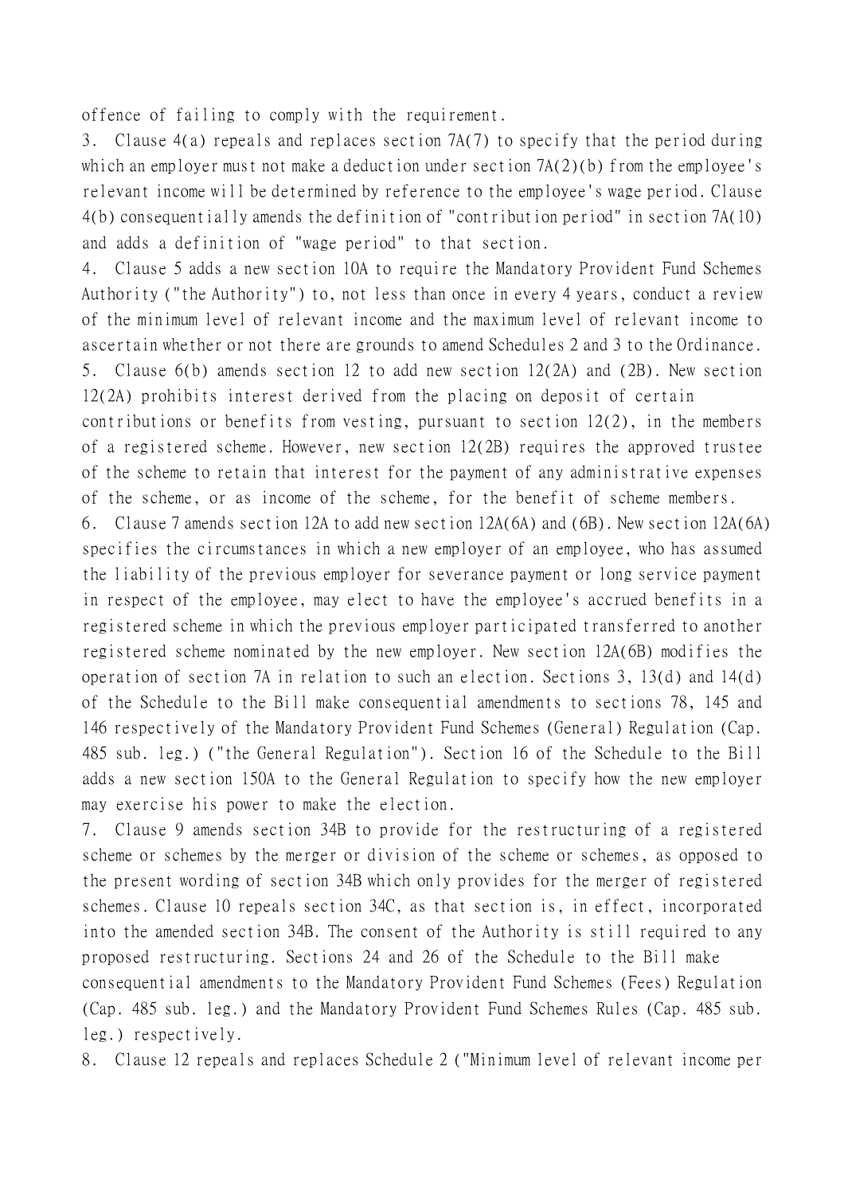offence of failing to comply with the requirement.

3. Clause 4(a) repeals and replaces section 7A(7) to specify that the period during which an employer must not make a deduction under section 7A(2)(b) from the employee's relevant income will be determined by reference to the employee's wage period. Clause 4(b) consequentially amends the definition of "contribution period" in section 7A(10) and adds a definition of "wage period" to that section.

4. Clause 5 adds a new section 10A to require the Mandatory Provident Fund Schemes Authority ("the Authority") to, not less than once in every 4 years, conduct a review of the minimum level of relevant income and the maximum level of relevant income to ascertain whether or not there are grounds to amend Schedules 2 and 3 to the Ordinance.

5. Clause 6(b) amends section 12 to add new section 12(2A) and (2B). New section 12(2A) prohibits interest derived from the placing on deposit of certain contributions or benefits from vesting, pursuant to section 12(2), in the members of a registered scheme. However, new section 12(2B) requires the approved trustee of the scheme to retain that interest for the payment of any administrative expenses of the scheme, or as income of the scheme, for the benefit of scheme members.

6. Clause 7 amends section 12A to add new section 12A(6A) and (6B). New section 12A(6A) specifies the circumstances in which a new employer of an employee, who has assumed the liability of the previous employer for severance payment or long service payment in respect of the employee, may elect to have the employee's accrued benefits in a registered scheme in which the previous employer participated transferred to another registered scheme nominated by the new employer. New section 12A(6B) modifies the operation of section 7A in relation to such an election. Sections 3, 13(d) and 14(d) of the Schedule to the Bill make consequential amendments to sections 78, 145 and 146 respectively of the Mandatory Provident Fund Schemes (General) Regulation (Cap. 485 sub. leg.) ("the General Regulation"). Section 16 of the Schedule to the Bill adds a new section 150A to the General Regulation to specify how the new employer may exercise his power to make the election.

7. Clause 9 amends section 34B to provide for the restructuring of a registered scheme or schemes by the merger or division of the scheme or schemes, as opposed to the present wording of section 34B which only provides for the merger of registered schemes. Clause 10 repeals section 34C, as that section is, in effect, incorporated into the amended section 34B. The consent of the Authority is still required to any proposed restructuring. Sections 24 and 26 of the Schedule to the Bill make consequential amendments to the Mandatory Provident Fund Schemes (Fees) Regulation (Cap. 485 sub. leg.) and the Mandatory Provident Fund Schemes Rules (Cap. 485 sub. leg.) respectively.

8. Clause 12 repeals and replaces Schedule 2 ("Minimum level of relevant income per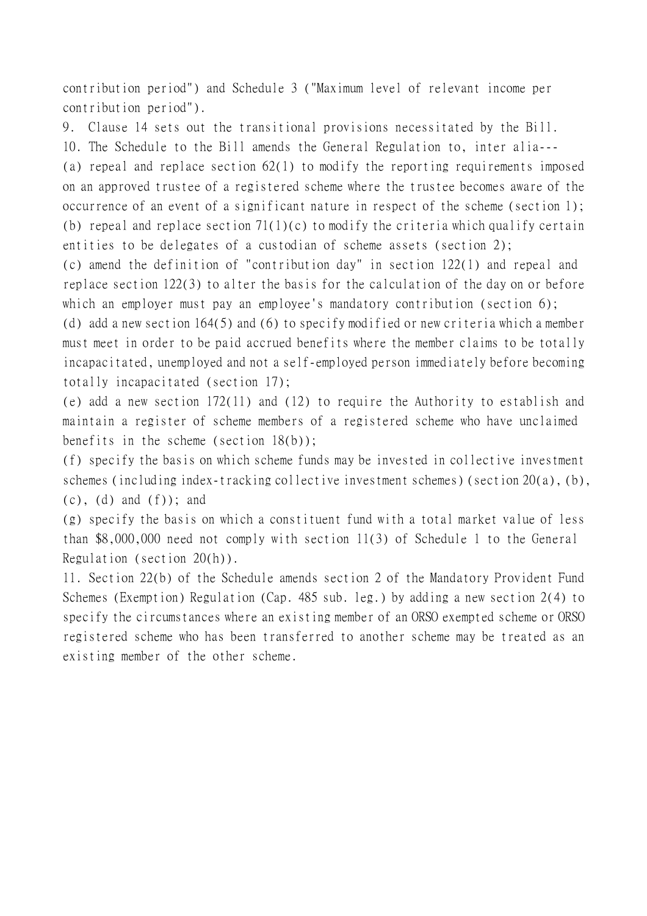contribution period") and Schedule 3 ("Maximum level of relevant income per contribution period").

9. Clause 14 sets out the transitional provisions necessitated by the Bill.

10. The Schedule to the Bill amends the General Regulation to, inter alia---

(a) repeal and replace section 62(1) to modify the reporting requirements imposed on an approved trustee of a registered scheme where the trustee becomes aware of the occurrence of an event of a significant nature in respect of the scheme (section 1);

(b) repeal and replace section 71(1)(c) to modify the criteria which qualify certain entities to be delegates of a custodian of scheme assets (section 2);

(c) amend the definition of "contribution day" in section 122(1) and repeal and replace section 122(3) to alter the basis for the calculation of the day on or before which an employer must pay an employee's mandatory contribution (section 6);

(d) add a new section 164(5) and (6) to specify modified or new criteria which a member must meet in order to be paid accrued benefits where the member claims to be totally incapacitated, unemployed and not a self-employed person immediately before becoming totally incapacitated (section 17);

(e) add a new section 172(11) and (12) to require the Authority to establish and maintain a register of scheme members of a registered scheme who have unclaimed benefits in the scheme (section 18(b));

(f) specify the basis on which scheme funds may be invested in collective investment schemes (including index-tracking collective investment schemes) (section 20(a), (b), (c), (d) and (f)); and

(g) specify the basis on which a constituent fund with a total market value of less than $8,000,000 need not comply with section 11(3) of Schedule 1 to the General Regulation (section 20(h)).

11. Section 22(b) of the Schedule amends section 2 of the Mandatory Provident Fund Schemes (Exemption) Regulation (Cap. 485 sub. leg.) by adding a new section 2(4) to specify the circumstances where an existing member of an ORSO exempted scheme or ORSO registered scheme who has been transferred to another scheme may be treated as an existing member of the other scheme.